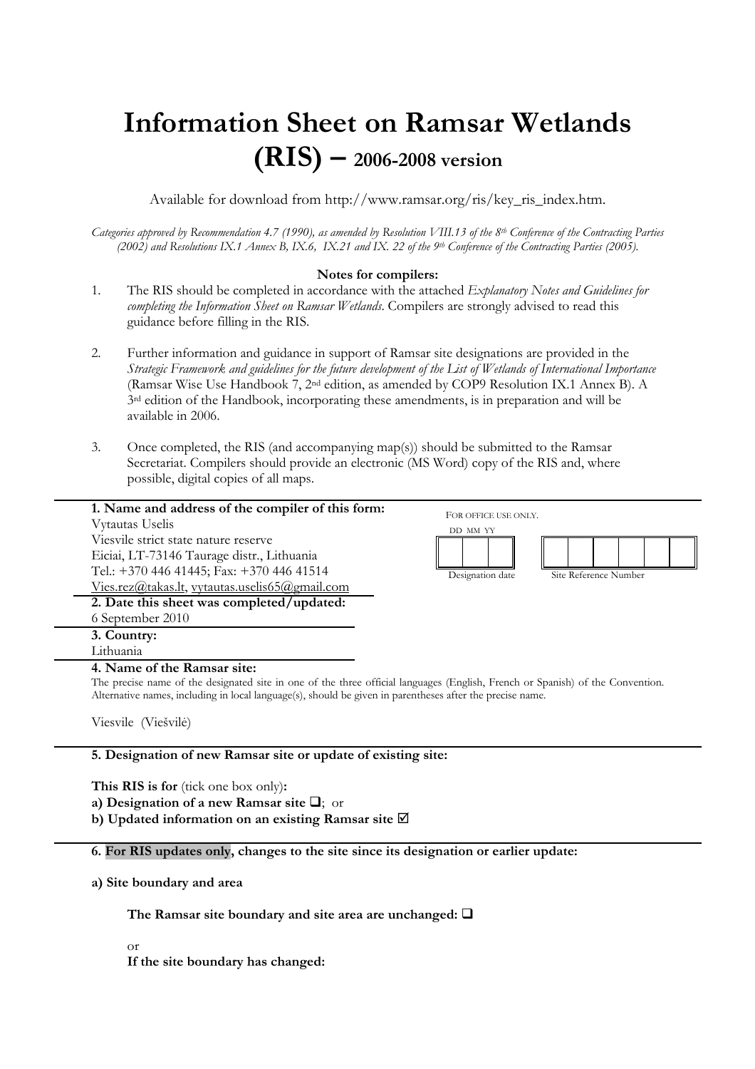# Information Sheet on Ramsar Wetlands (RIS) – 2006-2008 version

Available for download from http://www.ramsar.org/ris/key_ris_index.htm.

*Categories approved by Recommendation 4.7 (1990), as amended by Resolution VIII.13 of the 8th Conference of the Contracting Parties (2002) and Resolutions IX.1 Annex B, IX.6, IX.21 and IX. 22 of the 9th Conference of the Contracting Parties (2005).*

**Notes for compilers:**

1. The RIS should be completed in accordance with the attached *Explanatory Notes and Guidelines for completing the Information Sheet on Ramsar Wetlands*. Compilers are strongly advised to read this guidance before filling in the RIS.
2. Further information and guidance in support of Ramsar site designations are provided in the *Strategic Framework and guidelines for the future development of the List of Wetlands of International Importance* (Ramsar Wise Use Handbook 7, 2nd edition, as amended by COP9 Resolution IX.1 Annex B). A 3rd edition of the Handbook, incorporating these amendments, is in preparation and will be available in 2006.
3. Once completed, the RIS (and accompanying map(s)) should be submitted to the Ramsar Secretariat. Compilers should provide an electronic (MS Word) copy of the RIS and, where possible, digital copies of all maps.

**1. Name and address of the compiler of this form:**
Vytautas Uselis
Viesvile strict state nature reserve
Eiciai, LT-73146 Taurage distr., Lithuania
Tel.: +370 446 41445; Fax: +370 446 41514
Vies.rez@takas.lt, vytautas.uselis65@gmail.com

FOR OFFICE USE ONLY.
DD MM YY

Designation date | Site Reference Number

**2. Date this sheet was completed/updated:**
6 September 2010

**3. Country:**
Lithuania

**4. Name of the Ramsar site:**
The precise name of the designated site in one of the three official languages (English, French or Spanish) of the Convention. Alternative names, including in local language(s), should be given in parentheses after the precise name.

Viesvile (Viešvilė)

**5. Designation of new Ramsar site or update of existing site:**

**This RIS is for** (tick one box only)**:**
**a) Designation of a new Ramsar site** ❑; or
**b) Updated information on an existing Ramsar site** ☑

**6. For RIS updates only, changes to the site since its designation or earlier update:**

**a) Site boundary and area**

**The Ramsar site boundary and site area are unchanged:** ❑

or
**If the site boundary has changed:**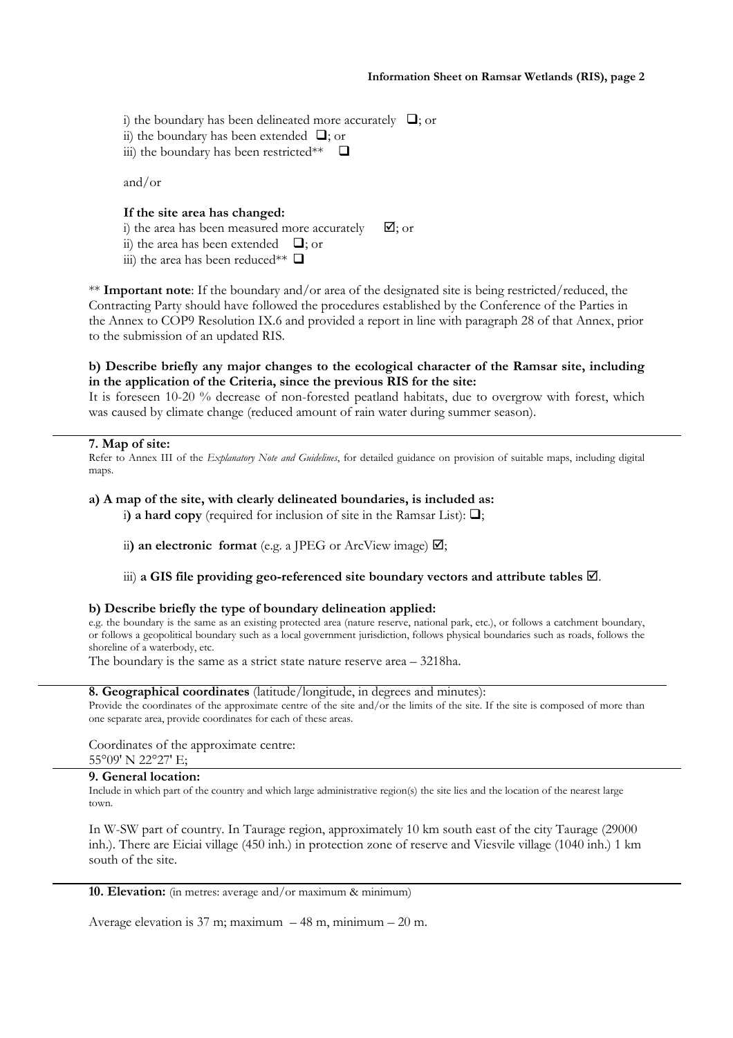i) the boundary has been delineated more accurately ❑; or
ii) the boundary has been extended ❑; or
iii) the boundary has been restricted** ❑

and/or

**If the site area has changed:**
i) the area has been measured more accurately ☑; or
ii) the area has been extended ❑; or
iii) the area has been reduced** ❑

** **Important note**: If the boundary and/or area of the designated site is being restricted/reduced, the Contracting Party should have followed the procedures established by the Conference of the Parties in the Annex to COP9 Resolution IX.6 and provided a report in line with paragraph 28 of that Annex, prior to the submission of an updated RIS.

**b) Describe briefly any major changes to the ecological character of the Ramsar site, including in the application of the Criteria, since the previous RIS for the site:**
It is foreseen 10-20 % decrease of non-forested peatland habitats, due to overgrow with forest, which was caused by climate change (reduced amount of rain water during summer season).

---

**7. Map of site:**
Refer to Annex III of the *Explanatory Note and Guidelines*, for detailed guidance on provision of suitable maps, including digital maps.

**a) A map of the site, with clearly delineated boundaries, is included as:**

i**) a hard copy** (required for inclusion of site in the Ramsar List): ❑;

ii**) an electronic format** (e.g. a JPEG or ArcView image) ☑;

iii) **a GIS file providing geo-referenced site boundary vectors and attribute tables** ☑.

**b) Describe briefly the type of boundary delineation applied:**
e.g. the boundary is the same as an existing protected area (nature reserve, national park, etc.), or follows a catchment boundary, or follows a geopolitical boundary such as a local government jurisdiction, follows physical boundaries such as roads, follows the shoreline of a waterbody, etc.
The boundary is the same as a strict state nature reserve area – 3218ha.

---

**8. Geographical coordinates** (latitude/longitude, in degrees and minutes):
Provide the coordinates of the approximate centre of the site and/or the limits of the site. If the site is composed of more than one separate area, provide coordinates for each of these areas.

Coordinates of the approximate centre:
55°09' N 22°27' E;

---

**9. General location:**
Include in which part of the country and which large administrative region(s) the site lies and the location of the nearest large town.

In W-SW part of country. In Taurage region, approximately 10 km south east of the city Taurage (29000 inh.). There are Eiciai village (450 inh.) in protection zone of reserve and Viesvile village (1040 inh.) 1 km south of the site.

---

**10. Elevation:** (in metres: average and/or maximum & minimum)

Average elevation is 37 m; maximum – 48 m, minimum – 20 m.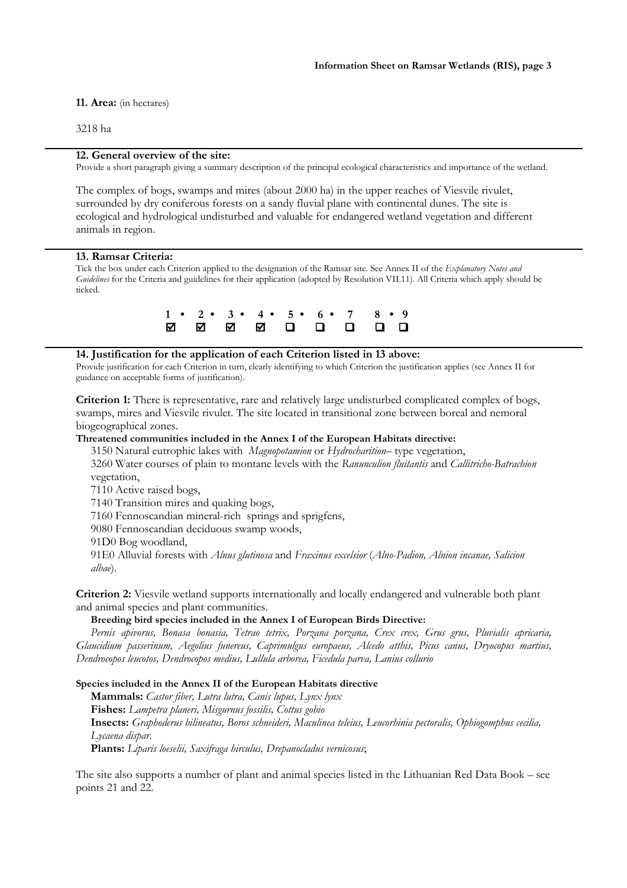**11. Area:** (in hectares)

3218 ha

**12. General overview of the site:**

Provide a short paragraph giving a summary description of the principal ecological characteristics and importance of the wetland.

The complex of bogs, swamps and mires (about 2000 ha) in the upper reaches of Viesvile rivulet, surrounded by dry coniferous forests on a sandy fluvial plane with continental dunes. The site is ecological and hydrological undisturbed and valuable for endangered wetland vegetation and different animals in region.

**13. Ramsar Criteria:**

Tick the box under each Criterion applied to the designation of the Ramsar site. See Annex II of the *Explanatory Notes and Guidelines* for the Criteria and guidelines for their application (adopted by Resolution VII.11). All Criteria which apply should be ticked.

| 1 • | 2 • | 3 • | 4 • | 5 • | 6 • | 7 | 8 • | 9 |
|---|---|---|---|---|---|---|---|---|
| ☑ | ☑ | ☑ | ☑ | ☐ | ☐ | ☐ | ☐ | ☐ |

**14. Justification for the application of each Criterion listed in 13 above:**

Provide justification for each Criterion in turn, clearly identifying to which Criterion the justification applies (see Annex II for guidance on acceptable forms of justification).

**Criterion 1:** There is representative, rare and relatively large undisturbed complicated complex of bogs, swamps, mires and Viesvile rivulet. The site located in transitional zone between boreal and nemoral biogeographical zones.

**Threatened communities included in the Annex I of the European Habitats directive:**

3150 Natural eutrophic lakes with *Magnopotamion* or *Hydrocharition*– type vegetation,
3260 Water courses of plain to montane levels with the *Ranunculion fluitantis* and *Callitricho-Batrachion* vegetation,
7110 Active raised bogs,
7140 Transition mires and quaking bogs,
7160 Fennoscandian mineral-rich springs and sprigfens,
9080 Fennoscandian deciduous swamp woods,
91D0 Bog woodland,
91E0 Alluvial forests with *Alnus glutinosa* and *Fraxinus excelsior* (*Alno-Padion, Alnion incanae, Salicion albae*).

**Criterion 2:** Viesvile wetland supports internationally and locally endangered and vulnerable both plant and animal species and plant communities.

**Breeding bird species included in the Annex I of European Birds Directive:**

*Pernis apivorus, Bonasa bonasia, Tetrao tetrix, Porzana porzana, Crex crex, Grus grus, Pluvialis apricaria, Glaucidium passerinum, Aegolius funereus, Caprimulgus europaeus, Alcedo atthis, Picus canus, Dryocopus martius, Dendrocopos leucotos, Dendrocopos medius, Lullula arborea, Ficedula parva, Lanius collurio*

**Species included in the Annex II of the European Habitats directive**

**Mammals:** *Castor fiber, Lutra lutra, Canis lupus, Lynx lynx*
**Fishes:** *Lampetra planeri, Misgurnus fossilis, Cottus gobio*
**Insects:** *Graphoderus bilineatus, Boros schneideri, Maculinea teleius, Leucorhinia pectoralis, Ophiogomphus cecilia, Lycaena dispar.*
**Plants:** *Liparis loeselii, Saxifraga hirculus, Drepanocladus vernicosus*;

The site also supports a number of plant and animal species listed in the Lithuanian Red Data Book – see points 21 and 22.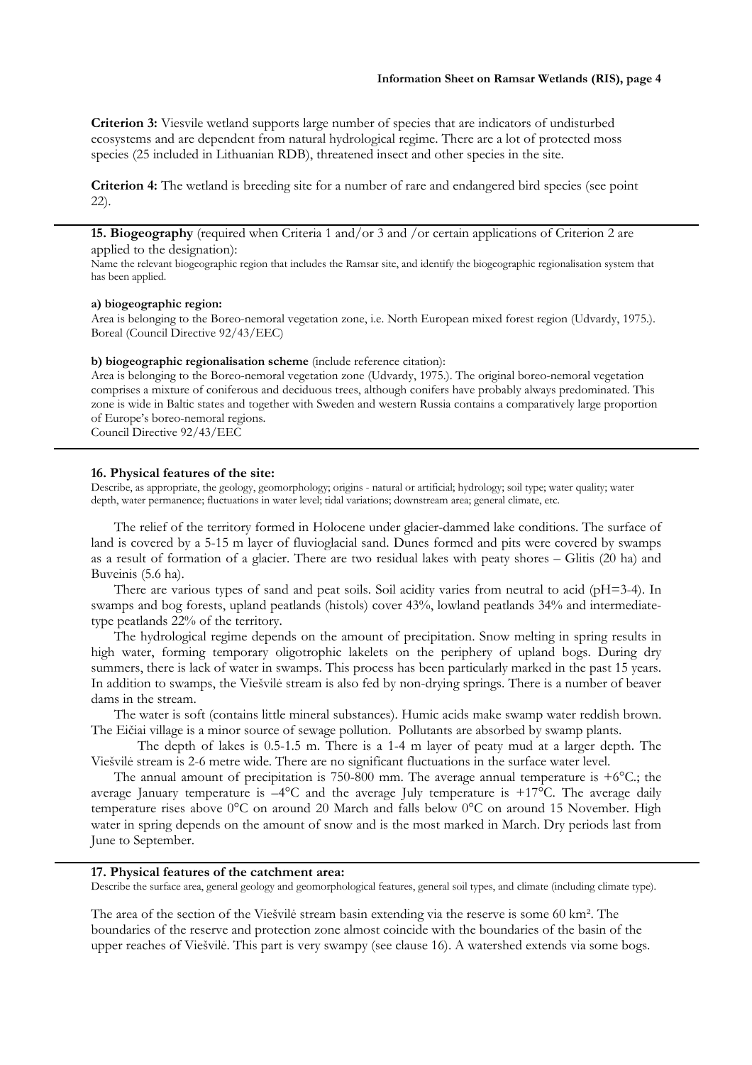**Criterion 3:** Viesvile wetland supports large number of species that are indicators of undisturbed ecosystems and are dependent from natural hydrological regime. There are a lot of protected moss species (25 included in Lithuanian RDB), threatened insect and other species in the site.

**Criterion 4:** The wetland is breeding site for a number of rare and endangered bird species (see point 22).

**15. Biogeography** (required when Criteria 1 and/or 3 and /or certain applications of Criterion 2 are applied to the designation):
Name the relevant biogeographic region that includes the Ramsar site, and identify the biogeographic regionalisation system that has been applied.

**a) biogeographic region:**
Area is belonging to the Boreo-nemoral vegetation zone, i.e. North European mixed forest region (Udvardy, 1975.). Boreal (Council Directive 92/43/EEC)

**b) biogeographic regionalisation scheme** (include reference citation):
Area is belonging to the Boreo-nemoral vegetation zone (Udvardy, 1975.). The original boreo-nemoral vegetation comprises a mixture of coniferous and deciduous trees, although conifers have probably always predominated. This zone is wide in Baltic states and together with Sweden and western Russia contains a comparatively large proportion of Europe's boreo-nemoral regions.
Council Directive 92/43/EEC

**16. Physical features of the site:**
Describe, as appropriate, the geology, geomorphology; origins - natural or artificial; hydrology; soil type; water quality; water depth, water permanence; fluctuations in water level; tidal variations; downstream area; general climate, etc.

The relief of the territory formed in Holocene under glacier-dammed lake conditions. The surface of land is covered by a 5-15 m layer of fluvioglacial sand. Dunes formed and pits were covered by swamps as a result of formation of a glacier. There are two residual lakes with peaty shores – Glitis (20 ha) and Buveinis (5.6 ha).

There are various types of sand and peat soils. Soil acidity varies from neutral to acid (pH=3-4). In swamps and bog forests, upland peatlands (histols) cover 43%, lowland peatlands 34% and intermediate-type peatlands 22% of the territory.

The hydrological regime depends on the amount of precipitation. Snow melting in spring results in high water, forming temporary oligotrophic lakelets on the periphery of upland bogs. During dry summers, there is lack of water in swamps. This process has been particularly marked in the past 15 years. In addition to swamps, the Viešvilė stream is also fed by non-drying springs. There is a number of beaver dams in the stream.

The water is soft (contains little mineral substances). Humic acids make swamp water reddish brown. The Eičiai village is a minor source of sewage pollution. Pollutants are absorbed by swamp plants.

The depth of lakes is 0.5-1.5 m. There is a 1-4 m layer of peaty mud at a larger depth. The Viešvilė stream is 2-6 metre wide. There are no significant fluctuations in the surface water level.

The annual amount of precipitation is 750-800 mm. The average annual temperature is +6°C.; the average January temperature is –4°C and the average July temperature is +17°C. The average daily temperature rises above 0°C on around 20 March and falls below 0°C on around 15 November. High water in spring depends on the amount of snow and is the most marked in March. Dry periods last from June to September.

**17. Physical features of the catchment area:**
Describe the surface area, general geology and geomorphological features, general soil types, and climate (including climate type).

The area of the section of the Viešvilė stream basin extending via the reserve is some 60 km². The boundaries of the reserve and protection zone almost coincide with the boundaries of the basin of the upper reaches of Viešvilė. This part is very swampy (see clause 16). A watershed extends via some bogs.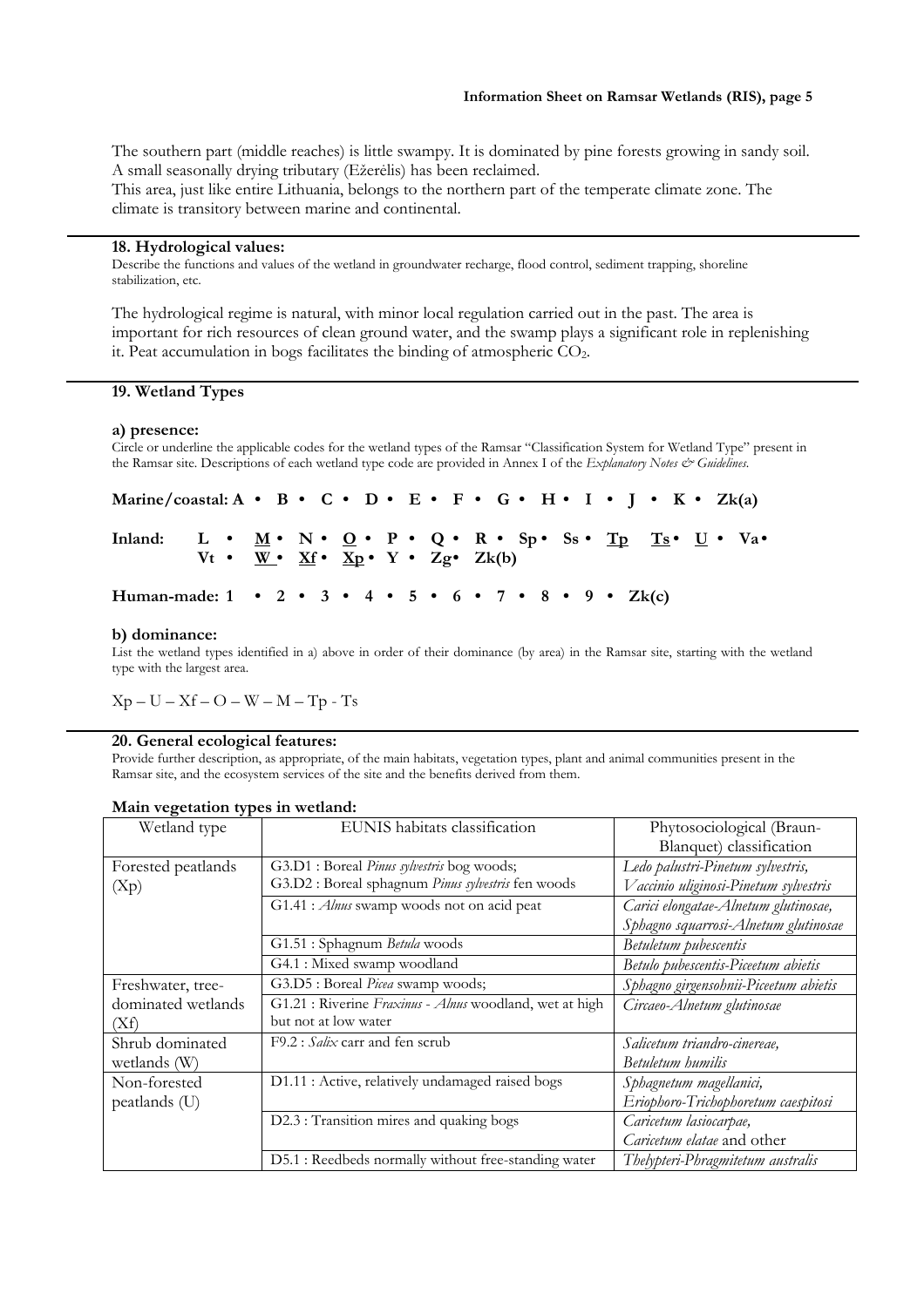The southern part (middle reaches) is little swampy. It is dominated by pine forests growing in sandy soil. A small seasonally drying tributary (Ežerėlis) has been reclaimed.

This area, just like entire Lithuania, belongs to the northern part of the temperate climate zone. The climate is transitory between marine and continental.

## 18. Hydrological values:

Describe the functions and values of the wetland in groundwater recharge, flood control, sediment trapping, shoreline stabilization, etc.

The hydrological regime is natural, with minor local regulation carried out in the past. The area is important for rich resources of clean ground water, and the swamp plays a significant role in replenishing it. Peat accumulation in bogs facilitates the binding of atmospheric $CO_2$.

## 19. Wetland Types

**a) presence:**

Circle or underline the applicable codes for the wetland types of the Ramsar "Classification System for Wetland Type" present in the Ramsar site. Descriptions of each wetland type code are provided in Annex I of the *Explanatory Notes & Guidelines*.

**Marine/coastal: A • B • C • D • E • F • G • H • I • J • K • Zk(a)**

**Inland: L • <u>M</u> • N • <u>O</u> • P • Q • R • Sp • Ss • <u>Tp</u> <u>Ts</u> • <u>U</u> • Va • Vt • <u>W</u> • <u>Xf</u> • <u>Xp</u> • Y • Zg • Zk(b)**

**Human-made: 1 • 2 • 3 • 4 • 5 • 6 • 7 • 8 • 9 • Zk(c)**

**b) dominance:**

List the wetland types identified in a) above in order of their dominance (by area) in the Ramsar site, starting with the wetland type with the largest area.

Xp – U – Xf – O – W – M – Tp - Ts

## 20. General ecological features:

Provide further description, as appropriate, of the main habitats, vegetation types, plant and animal communities present in the Ramsar site, and the ecosystem services of the site and the benefits derived from them.

**Main vegetation types in wetland:**

| Wetland type | EUNIS habitats classification | Phytosociological (Braun-Blanquet) classification |
|---|---|---|
| Forested peatlands (Xp) | G3.D1 : Boreal *Pinus sylvestris* bog woods; G3.D2 : Boreal sphagnum *Pinus sylvestris* fen woods | *Ledo palustri-Pinetum sylvestris, Vaccinio uliginosi-Pinetum sylvestris* |
| | G1.41 : *Alnus* swamp woods not on acid peat | *Carici elongatae-Alnetum glutinosae, Sphagno squarrosi-Alnetum glutinosae* |
| | G1.51 : Sphagnum *Betula* woods | *Betuletum pubescentis* |
| | G4.1 : Mixed swamp woodland | *Betulo pubescentis-Piceetum abietis* |
| Freshwater, tree-dominated wetlands (Xf) | G3.D5 : Boreal *Picea* swamp woods; | *Sphagno girgensohnii-Piceetum abietis* |
| | G1.21 : Riverine *Fraxinus* - *Alnus* woodland, wet at high but not at low water | *Circaeo-Alnetum glutinosae* |
| Shrub dominated wetlands (W) | F9.2 : *Salix* carr and fen scrub | *Salicetum triandro-cinereae, Betuletum humilis* |
| Non-forested peatlands (U) | D1.11 : Active, relatively undamaged raised bogs | *Sphagnetum magellanici, Eriophoro-Trichophoretum caespitosi* |
| | D2.3 : Transition mires and quaking bogs | *Caricetum lasiocarpae, Caricetum elatae* and other |
| | D5.1 : Reedbeds normally without free-standing water | *Thelypteri-Phragmitetum australis* |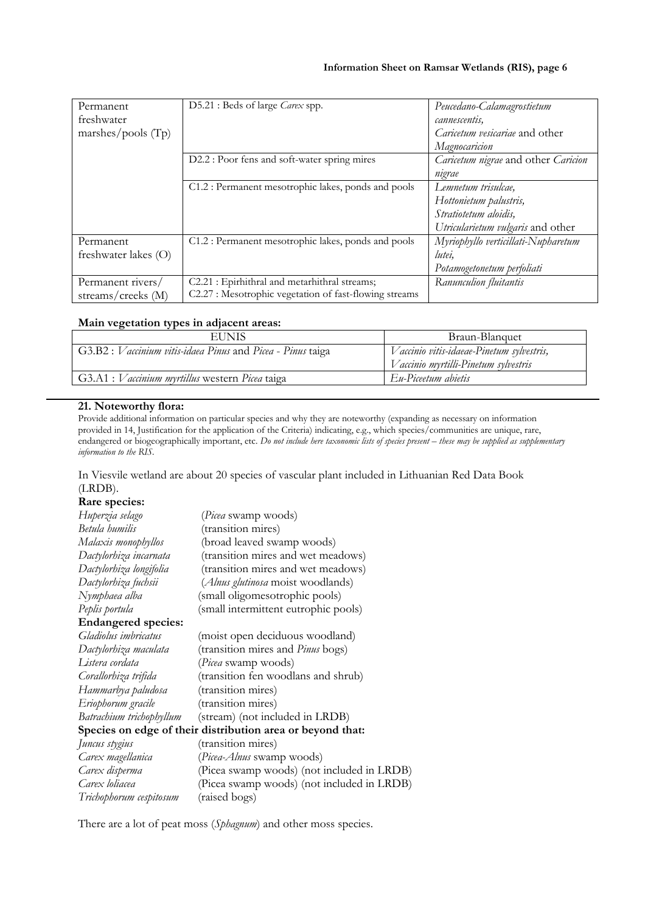| | | |
|---|---|---|
| Permanent freshwater marshes/pools (Tp) | D5.21 : Beds of large *Carex* spp. | *Peucedano-Calamagrostietum cannescentis*, *Caricetum vesicariae* and other *Magnocaricion* |
| | D2.2 : Poor fens and soft-water spring mires | *Caricetum nigrae* and other *Caricion nigrae* |
| | C1.2 : Permanent mesotrophic lakes, ponds and pools | *Lemnetum trisulcae*, *Hottonietum palustris*, *Stratiotetum aloidis*, *Utricularietum vulgaris* and other |
| Permanent freshwater lakes (O) | C1.2 : Permanent mesotrophic lakes, ponds and pools | *Myriophyllo verticillati-Nupharetum lutei*, *Potamogetonetum perfoliati* |
| Permanent rivers/ streams/creeks (M) | C2.21 : Epirhithral and metarhithral streams; C2.27 : Mesotrophic vegetation of fast-flowing streams | *Ranunculion fluitantis* |

**Main vegetation types in adjacent areas:**

| EUNIS | Braun-Blanquet |
|---|---|
| G3.B2 : *Vaccinium vitis-idaea Pinus* and *Picea - Pinus* taiga | *Vaccinio vitis-idaeae-Pinetum sylvestris*, *Vaccinio myrtilli-Pinetum sylvestris* |
| G3.A1 : *Vaccinium myrtillus* western *Picea* taiga | *Eu-Piceetum abietis* |

### 21. Noteworthy flora:

Provide additional information on particular species and why they are noteworthy (expanding as necessary on information provided in 14, Justification for the application of the Criteria) indicating, e.g., which species/communities are unique, rare, endangered or biogeographically important, etc. *Do not include here taxonomic lists of species present – these may be supplied as supplementary information to the RIS.*

In Viesvile wetland are about 20 species of vascular plant included in Lithuanian Red Data Book (LRDB).

**Rare species:**

*Huperzia selago* (*Picea* swamp woods)
*Betula humilis* (transition mires)
*Malaxis monophyllos* (broad leaved swamp woods)
*Dactylorhiza incarnata* (transition mires and wet meadows)
*Dactylorhiza longifolia* (transition mires and wet meadows)
*Dactylorhiza fuchsii* (*Alnus glutinosa* moist woodlands)
*Nymphaea alba* (small oligomesotrophic pools)
*Peplis portula* (small intermittent eutrophic pools)

**Endangered species:**

*Gladiolus imbricatus* (moist open deciduous woodland)
*Dactylorhiza maculata* (transition mires and *Pinus* bogs)
*Listera cordata* (*Picea* swamp woods)
*Corallorhiza trifida* (transition fen woodlans and shrub)
*Hammarbya paludosa* (transition mires)
*Eriophorum gracile* (transition mires)
*Batrachium trichophyllum* (stream) (not included in LRDB)

**Species on edge of their distribution area or beyond that:**

*Juncus stygius* (transition mires)
*Carex magellanica* (*Picea-Alnus* swamp woods)
*Carex disperma* (Picea swamp woods) (not included in LRDB)
*Carex loliacea* (Picea swamp woods) (not included in LRDB)
*Trichophorum cespitosum* (raised bogs)

There are a lot of peat moss (*Sphagnum*) and other moss species.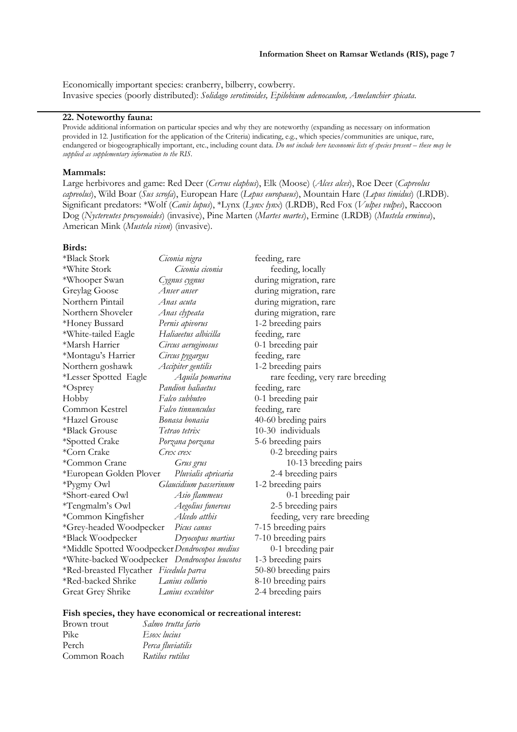Economically important species: cranberry, bilberry, cowberry.
Invasive species (poorly distributed): *Solidago serotinoides, Epilobium adenocaulon, Amelanchier spicata*.

---

**22. Noteworthy fauna:**

Provide additional information on particular species and why they are noteworthy (expanding as necessary on information provided in 12. Justification for the application of the Criteria) indicating, e.g., which species/communities are unique, rare, endangered or biogeographically important, etc., including count data. *Do not include here taxonomic lists of species present – these may be supplied as supplementary information to the RIS.*

**Mammals:**

Large herbivores and game: Red Deer (*Cervus elaphus*), Elk (Moose) (*Alces alces*), Roe Deer (*Capreolus capreolus*), Wild Boar (*Sus scrofa*), European Hare (*Lepus europaeus*), Mountain Hare (*Lepus timidus*) (LRDB). Significant predators: *Wolf (*Canis lupus*), *Lynx (*Lynx lynx*) (LRDB), Red Fox (*Vulpes vulpes*), Raccoon Dog (*Nyctereutes procyonoides*) (invasive), Pine Marten (*Martes martes*), Ermine (LRDB) (*Mustela erminea*), American Mink (*Mustela vison*) (invasive).

**Birds:**

| | | |
|---|---|---|
| *Black Stork | *Ciconia nigra* | feeding, rare |
| *White Stork | *Ciconia ciconia* | feeding, locally |
| *Whooper Swan | *Cygnus cygnus* | during migration, rare |
| Greylag Goose | *Anser anser* | during migration, rare |
| Northern Pintail | *Anas acuta* | during migration, rare |
| Northern Shoveler | *Anas clypeata* | during migration, rare |
| *Honey Bussard | *Pernis apivorus* | 1-2 breeding pairs |
| *White-tailed Eagle | *Haliaeetus albicilla* | feeding, rare |
| *Marsh Harrier | *Circus aeruginosus* | 0-1 breeding pair |
| *Montagu's Harrier | *Circus pygargus* | feeding, rare |
| Northern goshawk | *Accipiter gentilis* | 1-2 breeding pairs |
| *Lesser Spotted Eagle | *Aquila pomarina* | rare feeding, very rare breeding |
| *Osprey | *Pandion haliaetus* | feeding, rare |
| Hobby | *Falco subbuteo* | 0-1 breeding pair |
| Common Kestrel | *Falco tinnunculus* | feeding, rare |
| *Hazel Grouse | *Bonasa bonasia* | 40-60 breding pairs |
| *Black Grouse | *Tetrao tetrix* | 10-30 individuals |
| *Spotted Crake | *Porzana porzana* | 5-6 breeding pairs |
| *Corn Crake | *Crex crex* | 0-2 breeding pairs |
| *Common Crane | *Grus grus* | 10-13 breeding pairs |
| *European Golden Plover | *Pluvialis apricaria* | 2-4 breeding pairs |
| *Pygmy Owl | *Glaucidium passerinum* | 1-2 breeding pairs |
| *Short-eared Owl | *Asio flammeus* | 0-1 breeding pair |
| *Tengmalm's Owl | *Aegolius funereus* | 2-5 breeding pairs |
| *Common Kingfisher | *Alcedo atthis* | feeding, very rare breeding |
| *Grey-headed Woodpecker | *Picus canus* | 7-15 breeding pairs |
| *Black Woodpecker | *Dryocopus martius* | 7-10 breeding pairs |
| *Middle Spotted Woodpecker | *Dendrocopos medius* | 0-1 breeding pair |
| *White-backed Woodpecker | *Dendrocopos leucotos* | 1-3 breeding pairs |
| *Red-breasted Flycather | *Ficedula parva* | 50-80 breeding pairs |
| *Red-backed Shrike | *Lanius collurio* | 8-10 breeding pairs |
| Great Grey Shrike | *Lanius excubitor* | 2-4 breeding pairs |

**Fish species, they have economical or recreational interest:**

| | |
|---|---|
| Brown trout | *Salmo trutta fario* |
| Pike | *Esox lucius* |
| Perch | *Perca fluviatilis* |
| Common Roach | *Rutilus rutilus* |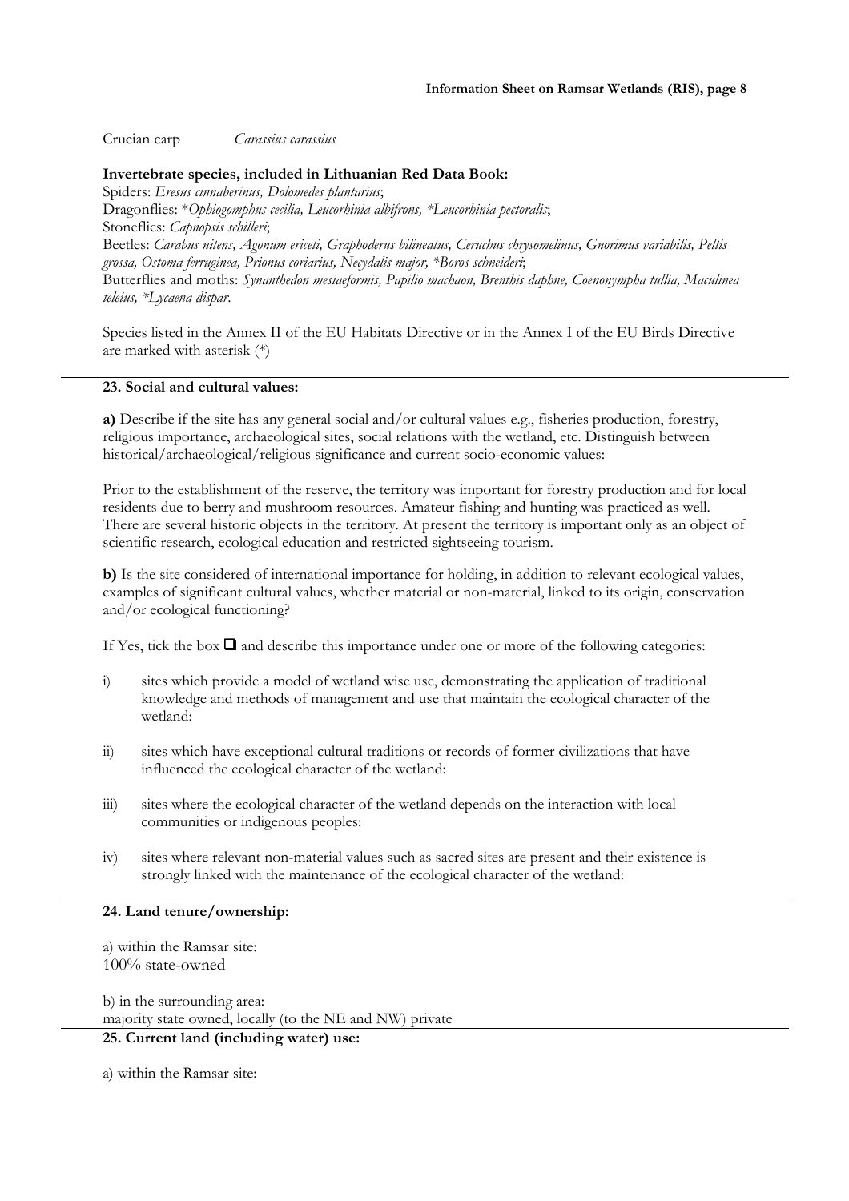Crucian carp *Carassius carassius*

**Invertebrate species, included in Lithuanian Red Data Book:**

Spiders: *Eresus cinnaberinus, Dolomedes plantarius*;
Dragonflies: **Ophiogomphus cecilia, Leucorhinia albifrons, *Leucorhinia pectoralis*;
Stoneflies: *Capnopsis schilleri*;
Beetles: *Carabus nitens, Agonum ericeti, Graphoderus bilineatus, Ceruchus chrysomelinus, Gnorimus variabilis, Peltis grossa, Ostoma ferruginea, Prionus coriarius, Necydalis major, *Boros schneideri*;
Butterflies and moths: *Synanthedon mesiaeformis, Papilio machaon, Brenthis daphne, Coenonympha tullia, Maculinea teleius, *Lycaena dispar*.

Species listed in the Annex II of the EU Habitats Directive or in the Annex I of the EU Birds Directive are marked with asterisk (*)

---

**23. Social and cultural values:**

**a)** Describe if the site has any general social and/or cultural values e.g., fisheries production, forestry, religious importance, archaeological sites, social relations with the wetland, etc. Distinguish between historical/archaeological/religious significance and current socio-economic values:

Prior to the establishment of the reserve, the territory was important for forestry production and for local residents due to berry and mushroom resources. Amateur fishing and hunting was practiced as well. There are several historic objects in the territory. At present the territory is important only as an object of scientific research, ecological education and restricted sightseeing tourism.

**b)** Is the site considered of international importance for holding, in addition to relevant ecological values, examples of significant cultural values, whether material or non-material, linked to its origin, conservation and/or ecological functioning?

If Yes, tick the box ❑ and describe this importance under one or more of the following categories:

i) sites which provide a model of wetland wise use, demonstrating the application of traditional knowledge and methods of management and use that maintain the ecological character of the wetland:

ii) sites which have exceptional cultural traditions or records of former civilizations that have influenced the ecological character of the wetland:

iii) sites where the ecological character of the wetland depends on the interaction with local communities or indigenous peoples:

iv) sites where relevant non-material values such as sacred sites are present and their existence is strongly linked with the maintenance of the ecological character of the wetland:

---

**24. Land tenure/ownership:**

a) within the Ramsar site:
100% state-owned

b) in the surrounding area:
majority state owned, locally (to the NE and NW) private

---

**25. Current land (including water) use:**

a) within the Ramsar site: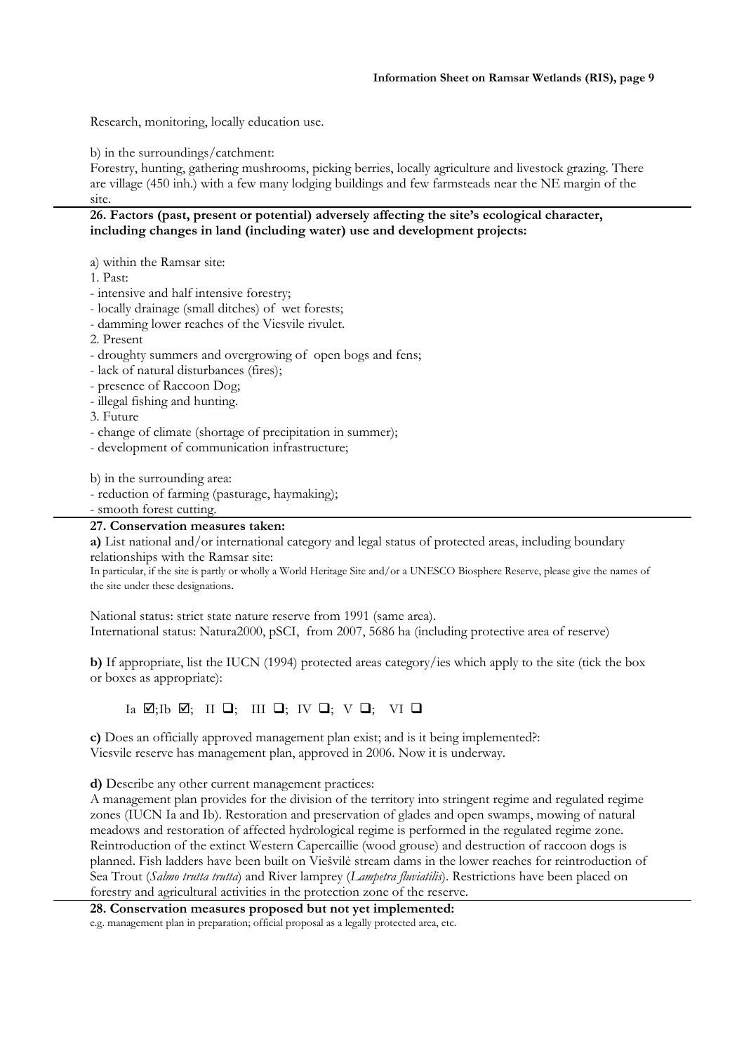Research, monitoring, locally education use.

b) in the surroundings/catchment:

Forestry, hunting, gathering mushrooms, picking berries, locally agriculture and livestock grazing. There are village (450 inh.) with a few many lodging buildings and few farmsteads near the NE margin of the site.

**26. Factors (past, present or potential) adversely affecting the site's ecological character, including changes in land (including water) use and development projects:**

a) within the Ramsar site:

1. Past:
- intensive and half intensive forestry;
- locally drainage (small ditches) of wet forests;
- damming lower reaches of the Viesvile rivulet.

2. Present
- droughty summers and overgrowing of open bogs and fens;
- lack of natural disturbances (fires);
- presence of Raccoon Dog;
- illegal fishing and hunting.

3. Future
- change of climate (shortage of precipitation in summer);
- development of communication infrastructure;

b) in the surrounding area:
- reduction of farming (pasturage, haymaking);
- smooth forest cutting.

**27. Conservation measures taken:**

**a)** List national and/or international category and legal status of protected areas, including boundary relationships with the Ramsar site:

In particular, if the site is partly or wholly a World Heritage Site and/or a UNESCO Biosphere Reserve, please give the names of the site under these designations.

National status: strict state nature reserve from 1991 (same area).
International status: Natura2000, pSCI, from 2007, 5686 ha (including protective area of reserve)

**b)** If appropriate, list the IUCN (1994) protected areas category/ies which apply to the site (tick the box or boxes as appropriate):

Ia ☑;Ib ☑; II ☐; III ☐; IV ☐; V ☐; VI ☐

**c)** Does an officially approved management plan exist; and is it being implemented?:
Viesvile reserve has management plan, approved in 2006. Now it is underway.

**d)** Describe any other current management practices:

A management plan provides for the division of the territory into stringent regime and regulated regime zones (IUCN Ia and Ib). Restoration and preservation of glades and open swamps, mowing of natural meadows and restoration of affected hydrological regime is performed in the regulated regime zone. Reintroduction of the extinct Western Capercaillie (wood grouse) and destruction of raccoon dogs is planned. Fish ladders have been built on Viešvilė stream dams in the lower reaches for reintroduction of Sea Trout (*Salmo trutta trutta*) and River lamprey (*Lampetra fluviatilis*). Restrictions have been placed on forestry and agricultural activities in the protection zone of the reserve.

**28. Conservation measures proposed but not yet implemented:**

e.g. management plan in preparation; official proposal as a legally protected area, etc.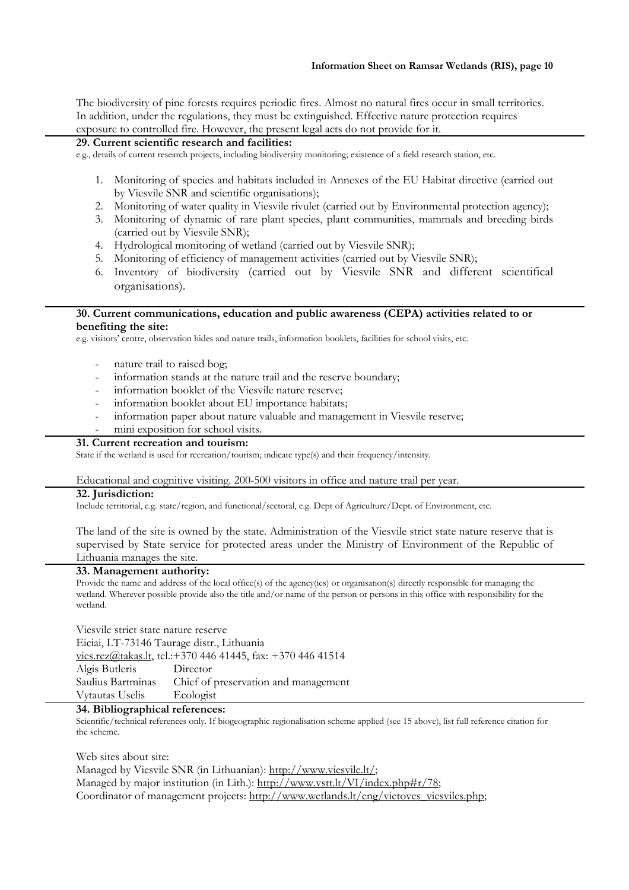The biodiversity of pine forests requires periodic fires. Almost no natural fires occur in small territories. In addition, under the regulations, they must be extinguished. Effective nature protection requires exposure to controlled fire. However, the present legal acts do not provide for it.

**29. Current scientific research and facilities:**

e.g., details of current research projects, including biodiversity monitoring; existence of a field research station, etc.

1. Monitoring of species and habitats included in Annexes of the EU Habitat directive (carried out by Viesvile SNR and scientific organisations);
2. Monitoring of water quality in Viesvile rivulet (carried out by Environmental protection agency);
3. Monitoring of dynamic of rare plant species, plant communities, mammals and breeding birds (carried out by Viesvile SNR);
4. Hydrological monitoring of wetland (carried out by Viesvile SNR);
5. Monitoring of efficiency of management activities (carried out by Viesvile SNR);
6. Inventory of biodiversity (carried out by Viesvile SNR and different scientifical organisations).

**30. Current communications, education and public awareness (CEPA) activities related to or benefiting the site:**

e.g. visitors' centre, observation hides and nature trails, information booklets, facilities for school visits, etc.

- nature trail to raised bog;
- information stands at the nature trail and the reserve boundary;
- information booklet of the Viesvile nature reserve;
- information booklet about EU importance habitats;
- information paper about nature valuable and management in Viesvile reserve;
- mini exposition for school visits.

**31. Current recreation and tourism:**

State if the wetland is used for recreation/tourism; indicate type(s) and their frequency/intensity.

Educational and cognitive visiting. 200-500 visitors in office and nature trail per year.

**32. Jurisdiction:**

Include territorial, e.g. state/region, and functional/sectoral, e.g. Dept of Agriculture/Dept. of Environment, etc.

The land of the site is owned by the state. Administration of the Viesvile strict state nature reserve that is supervised by State service for protected areas under the Ministry of Environment of the Republic of Lithuania manages the site.

**33. Management authority:**

Provide the name and address of the local office(s) of the agency(ies) or organisation(s) directly responsible for managing the wetland. Wherever possible provide also the title and/or name of the person or persons in this office with responsibility for the wetland.

Viesvile strict state nature reserve
Eiciai, LT-73146 Taurage distr., Lithuania
vies.rez@takas.lt, tel.:+370 446 41445, fax: +370 446 41514

| | |
|---|---|
| Algis Butleris | Director |
| Saulius Bartminas | Chief of preservation and management |
| Vytautas Uselis | Ecologist |

**34. Bibliographical references:**

Scientific/technical references only. If biogeographic regionalisation scheme applied (see 15 above), list full reference citation for the scheme.

Web sites about site:
Managed by Viesvile SNR (in Lithuanian): http://www.viesvile.lt/;
Managed by major institution (in Lith.): http://www.vstt.lt/VI/index.php#r/78;
Coordinator of management projects: http://www.wetlands.lt/eng/vietoves_viesviles.php;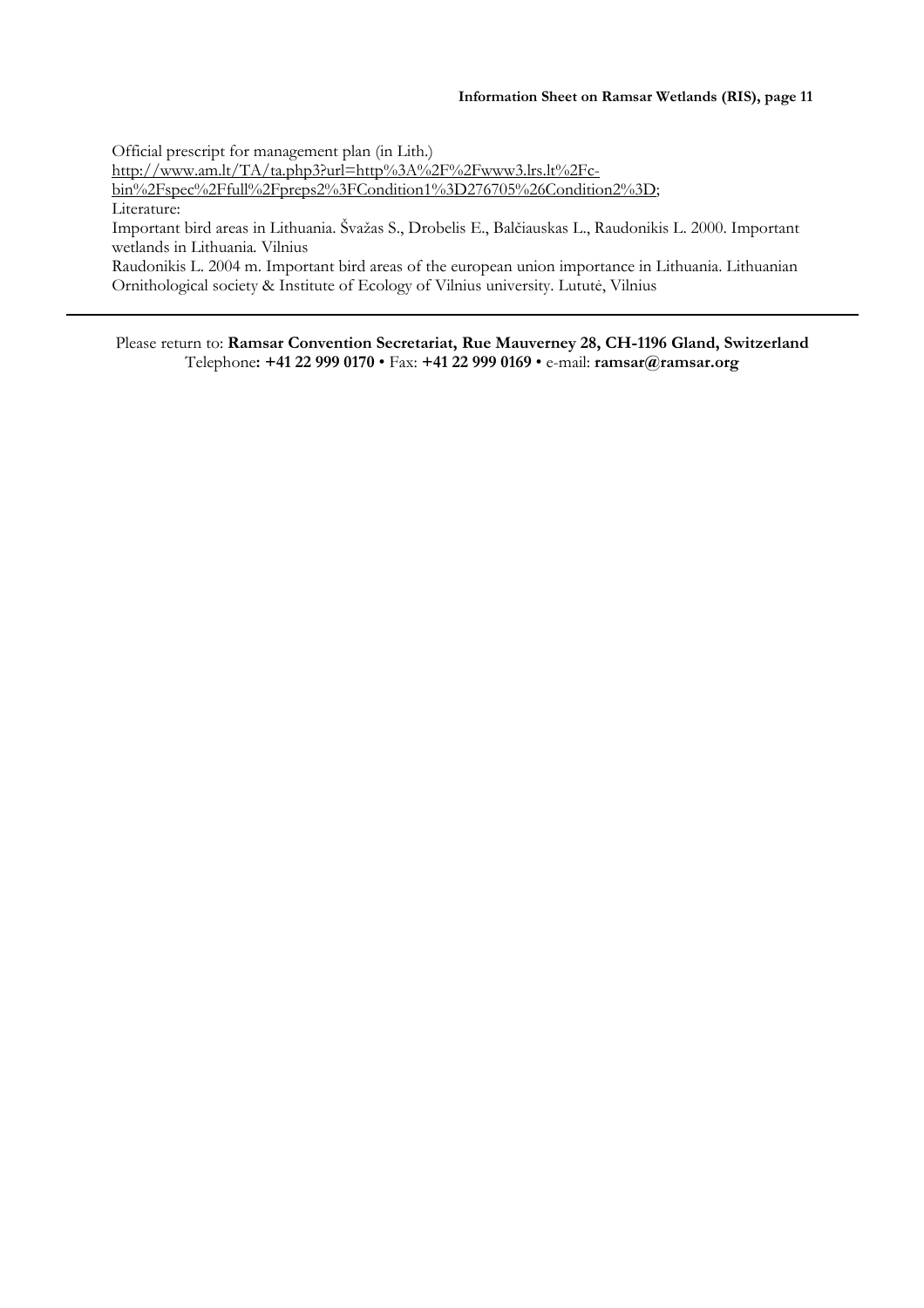Official prescript for management plan (in Lith.)
http://www.am.lt/TA/ta.php3?url=http%3A%2F%2Fwww3.lrs.lt%2Fc-bin%2Fspec%2Ffull%2Fpreps2%3FCondition1%3D276705%26Condition2%3D;
Literature:
Important bird areas in Lithuania. Švažas S., Drobelis E., Balčiauskas L., Raudonikis L. 2000. Important wetlands in Lithuania. Vilnius
Raudonikis L. 2004 m. Important bird areas of the european union importance in Lithuania. Lithuanian Ornithological society & Institute of Ecology of Vilnius university. Lututė, Vilnius

---

Please return to: **Ramsar Convention Secretariat, Rue Mauverney 28, CH-1196 Gland, Switzerland**
Telephone**: +41 22 999 0170** • Fax: **+41 22 999 0169** • e-mail: **ramsar@ramsar.org**